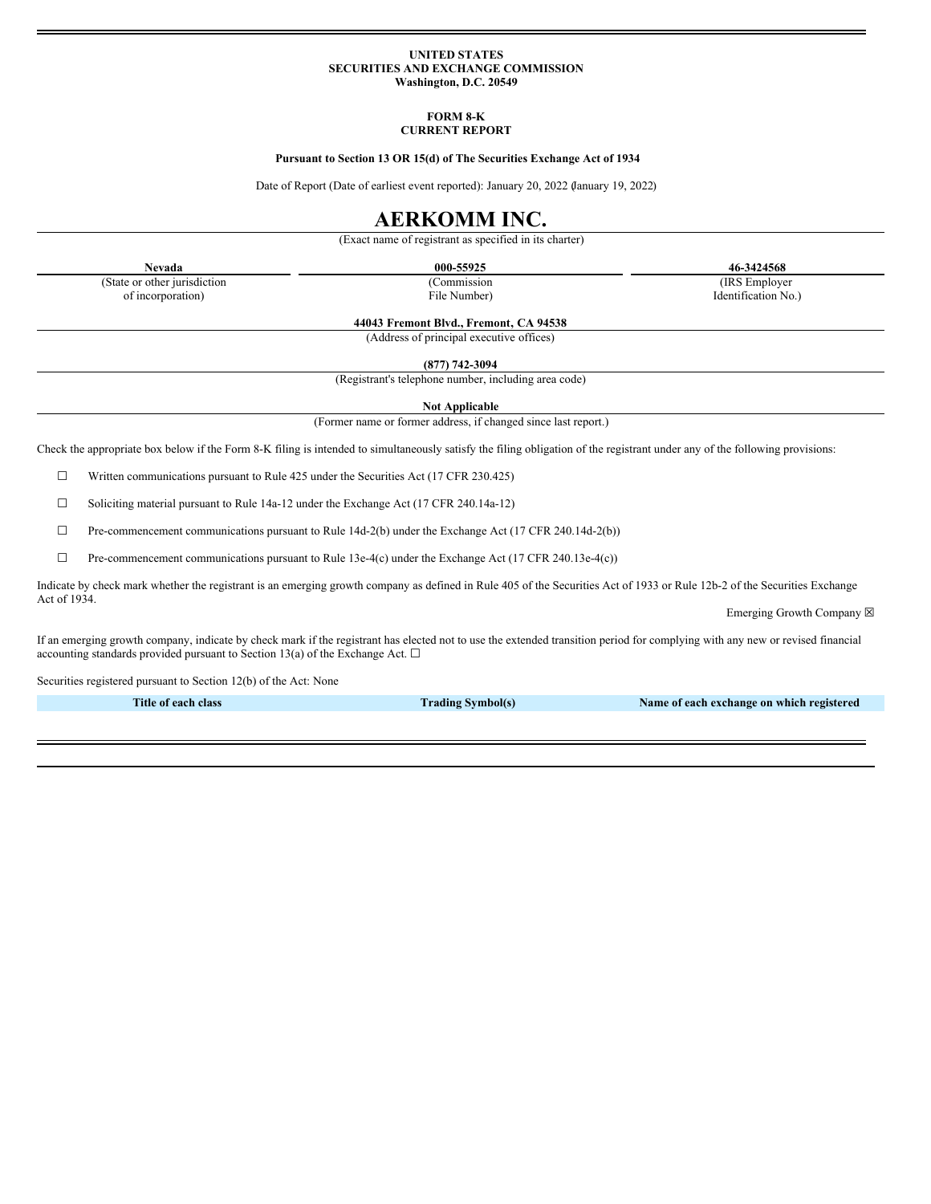**UNITED STATES**
**SECURITIES AND EXCHANGE COMMISSION**
**Washington, D.C. 20549**

**FORM 8-K**
**CURRENT REPORT**

**Pursuant to Section 13 OR 15(d) of The Securities Exchange Act of 1934**

Date of Report (Date of earliest event reported): January 20, 2022 (January 19, 2022)

# AERKOMM INC.

(Exact name of registrant as specified in its charter)

| **Nevada** | **000-55925** | **46-3424568** |
|---|---|---|
| (State or other jurisdiction of incorporation) | (Commission File Number) | (IRS Employer Identification No.) |

**44043 Fremont Blvd., Fremont, CA 94538**
(Address of principal executive offices)

**(877) 742-3094**
(Registrant's telephone number, including area code)

**Not Applicable**
(Former name or former address, if changed since last report.)

Check the appropriate box below if the Form 8-K filing is intended to simultaneously satisfy the filing obligation of the registrant under any of the following provisions:

☐ Written communications pursuant to Rule 425 under the Securities Act (17 CFR 230.425)

☐ Soliciting material pursuant to Rule 14a-12 under the Exchange Act (17 CFR 240.14a-12)

☐ Pre-commencement communications pursuant to Rule 14d-2(b) under the Exchange Act (17 CFR 240.14d-2(b))

☐ Pre-commencement communications pursuant to Rule 13e-4(c) under the Exchange Act (17 CFR 240.13e-4(c))

Indicate by check mark whether the registrant is an emerging growth company as defined in Rule 405 of the Securities Act of 1933 or Rule 12b-2 of the Securities Exchange Act of 1934.

Emerging Growth Company ☒

If an emerging growth company, indicate by check mark if the registrant has elected not to use the extended transition period for complying with any new or revised financial accounting standards provided pursuant to Section 13(a) of the Exchange Act. ☐

Securities registered pursuant to Section 12(b) of the Act: None

| Title of each class | Trading Symbol(s) | Name of each exchange on which registered |
|---|---|---|
| | | |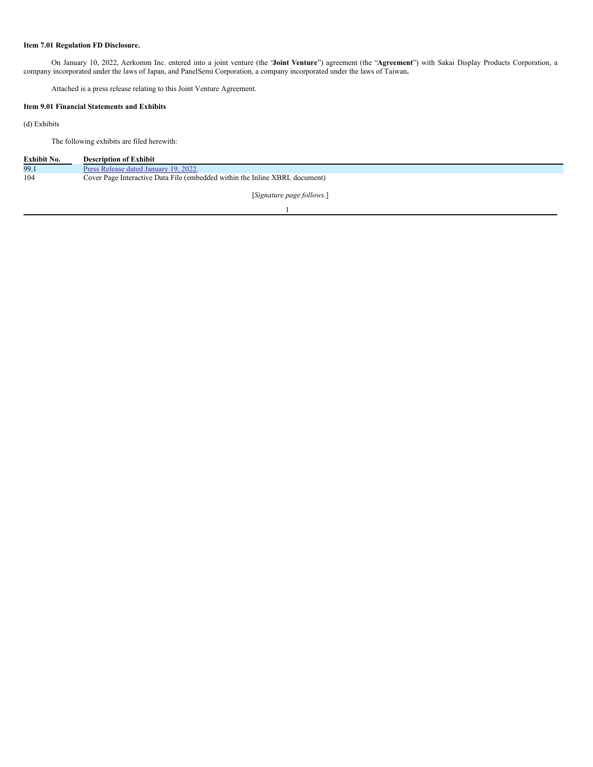**Item 7.01 Regulation FD Disclosure.**

On January 10, 2022, Aerkomm Inc. entered into a joint venture (the "**Joint Venture**") agreement (the "**Agreement**") with Sakai Display Products Corporation, a company incorporated under the laws of Japan, and PanelSemi Corporation, a company incorporated under the laws of Taiwan**.**

Attached is a press release relating to this Joint Venture Agreement.

**Item 9.01 Financial Statements and Exhibits**

(d) Exhibits

The following exhibits are filed herewith:

| Exhibit No. | Description of Exhibit |
| --- | --- |
| 99.1 | Press Release dated January 19, 2022. |
| 104 | Cover Page Interactive Data File (embedded within the Inline XBRL document) |

[*Signature page follows*.]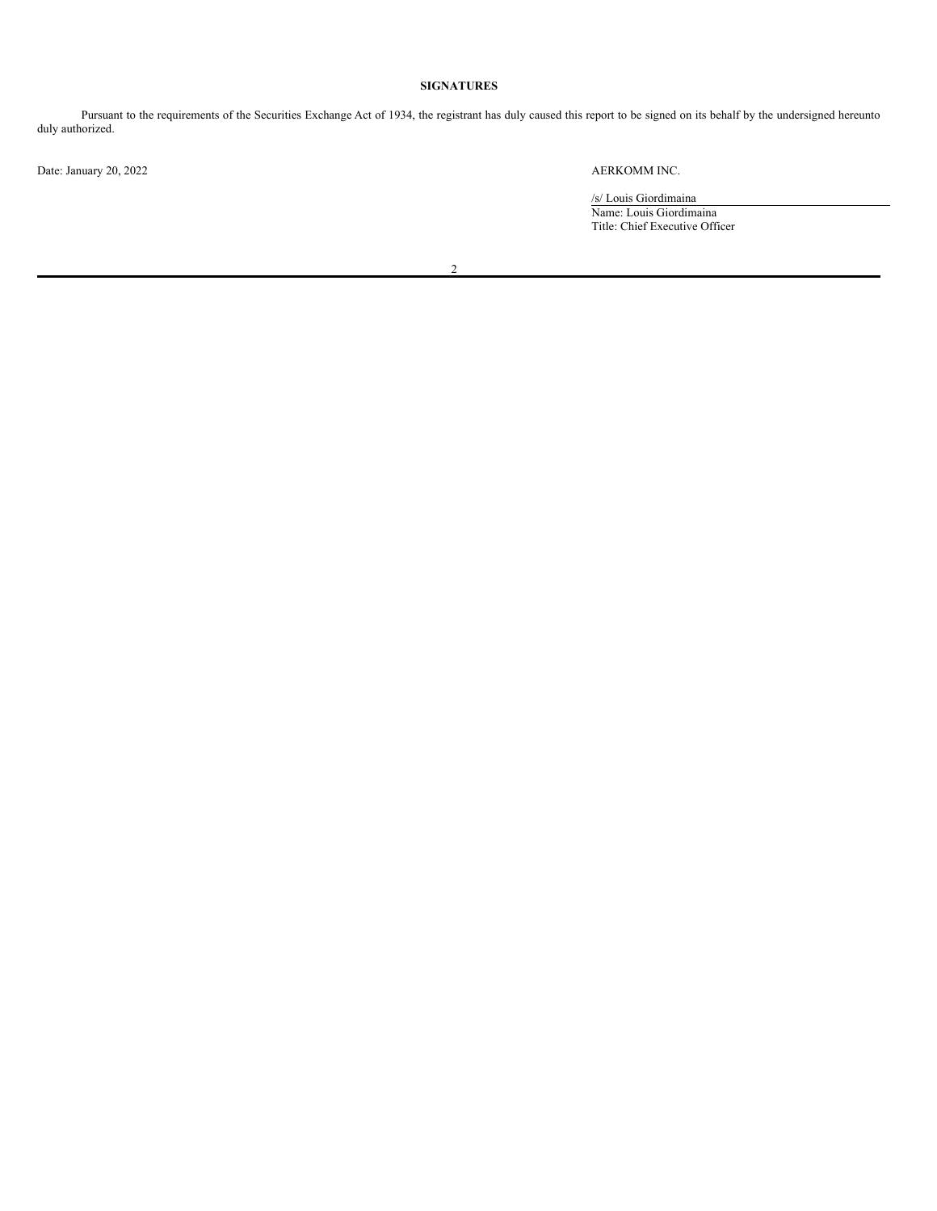**SIGNATURES**

Pursuant to the requirements of the Securities Exchange Act of 1934, the registrant has duly caused this report to be signed on its behalf by the undersigned hereunto duly authorized.

Date: January 20, 2022

AERKOMM INC.

/s/ Louis Giordimaina

Name: Louis Giordimaina

Title: Chief Executive Officer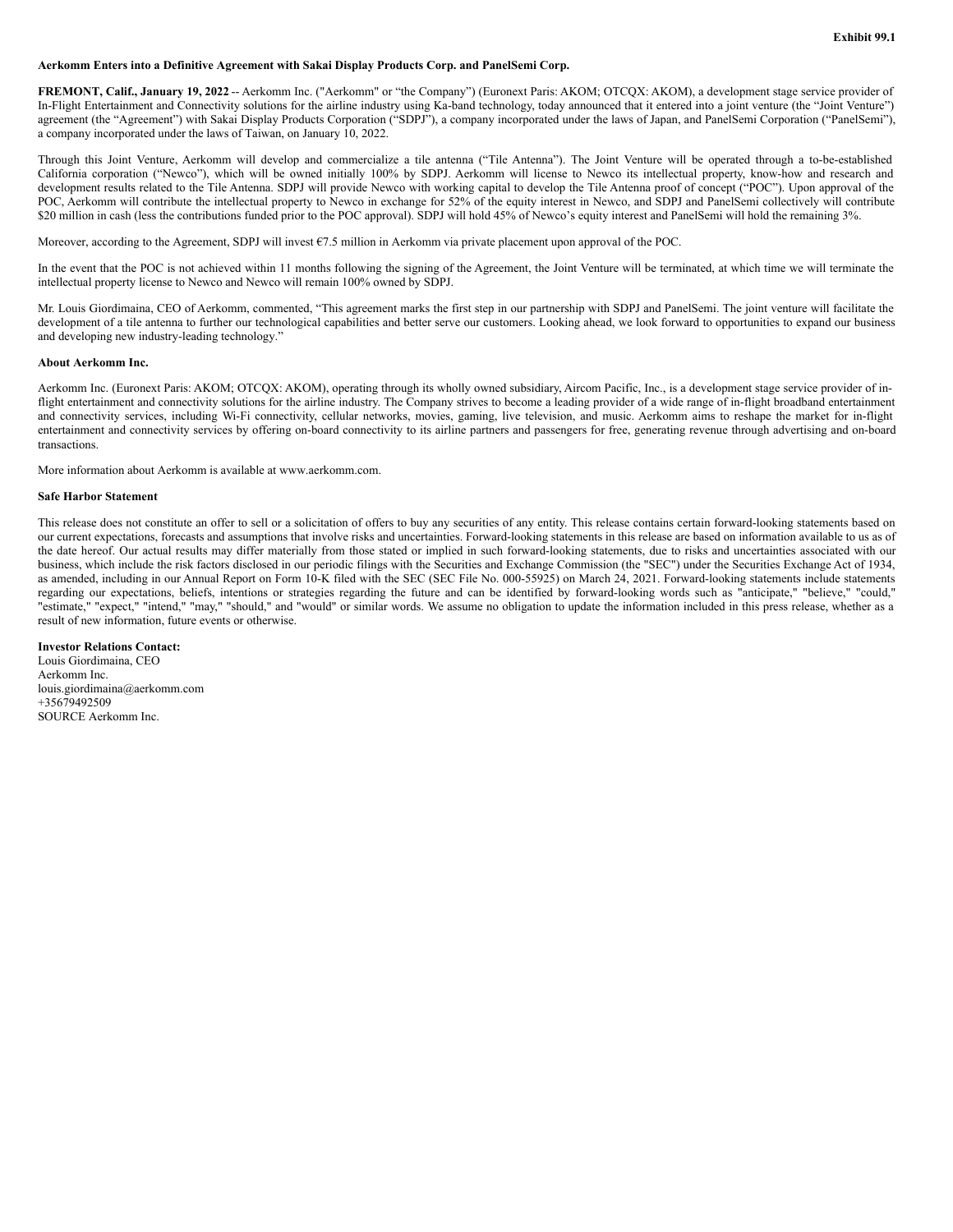**Exhibit 99.1**

**Aerkomm Enters into a Definitive Agreement with Sakai Display Products Corp. and PanelSemi Corp.**

**FREMONT, Calif., January 19, 2022** -- Aerkomm Inc. ("Aerkomm" or "the Company") (Euronext Paris: AKOM; OTCQX: AKOM), a development stage service provider of In-Flight Entertainment and Connectivity solutions for the airline industry using Ka-band technology, today announced that it entered into a joint venture (the "Joint Venture") agreement (the "Agreement") with Sakai Display Products Corporation ("SDPJ"), a company incorporated under the laws of Japan, and PanelSemi Corporation ("PanelSemi"), a company incorporated under the laws of Taiwan, on January 10, 2022.

Through this Joint Venture, Aerkomm will develop and commercialize a tile antenna ("Tile Antenna"). The Joint Venture will be operated through a to-be-established California corporation ("Newco"), which will be owned initially 100% by SDPJ. Aerkomm will license to Newco its intellectual property, know-how and research and development results related to the Tile Antenna. SDPJ will provide Newco with working capital to develop the Tile Antenna proof of concept ("POC"). Upon approval of the POC, Aerkomm will contribute the intellectual property to Newco in exchange for 52% of the equity interest in Newco, and SDPJ and PanelSemi collectively will contribute $20 million in cash (less the contributions funded prior to the POC approval). SDPJ will hold 45% of Newco's equity interest and PanelSemi will hold the remaining 3%.

Moreover, according to the Agreement, SDPJ will invest €7.5 million in Aerkomm via private placement upon approval of the POC.

In the event that the POC is not achieved within 11 months following the signing of the Agreement, the Joint Venture will be terminated, at which time we will terminate the intellectual property license to Newco and Newco will remain 100% owned by SDPJ.

Mr. Louis Giordimaina, CEO of Aerkomm, commented, "This agreement marks the first step in our partnership with SDPJ and PanelSemi. The joint venture will facilitate the development of a tile antenna to further our technological capabilities and better serve our customers. Looking ahead, we look forward to opportunities to expand our business and developing new industry-leading technology."

**About Aerkomm Inc.**

Aerkomm Inc. (Euronext Paris: AKOM; OTCQX: AKOM), operating through its wholly owned subsidiary, Aircom Pacific, Inc., is a development stage service provider of in-flight entertainment and connectivity solutions for the airline industry. The Company strives to become a leading provider of a wide range of in-flight broadband entertainment and connectivity services, including Wi-Fi connectivity, cellular networks, movies, gaming, live television, and music. Aerkomm aims to reshape the market for in-flight entertainment and connectivity services by offering on-board connectivity to its airline partners and passengers for free, generating revenue through advertising and on-board transactions.

More information about Aerkomm is available at www.aerkomm.com.

**Safe Harbor Statement**

This release does not constitute an offer to sell or a solicitation of offers to buy any securities of any entity. This release contains certain forward-looking statements based on our current expectations, forecasts and assumptions that involve risks and uncertainties. Forward-looking statements in this release are based on information available to us as of the date hereof. Our actual results may differ materially from those stated or implied in such forward-looking statements, due to risks and uncertainties associated with our business, which include the risk factors disclosed in our periodic filings with the Securities and Exchange Commission (the "SEC") under the Securities Exchange Act of 1934, as amended, including in our Annual Report on Form 10-K filed with the SEC (SEC File No. 000-55925) on March 24, 2021. Forward-looking statements include statements regarding our expectations, beliefs, intentions or strategies regarding the future and can be identified by forward-looking words such as "anticipate," "believe," "could," "estimate," "expect," "intend," "may," "should," and "would" or similar words. We assume no obligation to update the information included in this press release, whether as a result of new information, future events or otherwise.

**Investor Relations Contact:**
Louis Giordimaina, CEO
Aerkomm Inc.
louis.giordimaina@aerkomm.com
+35679492509
SOURCE Aerkomm Inc.